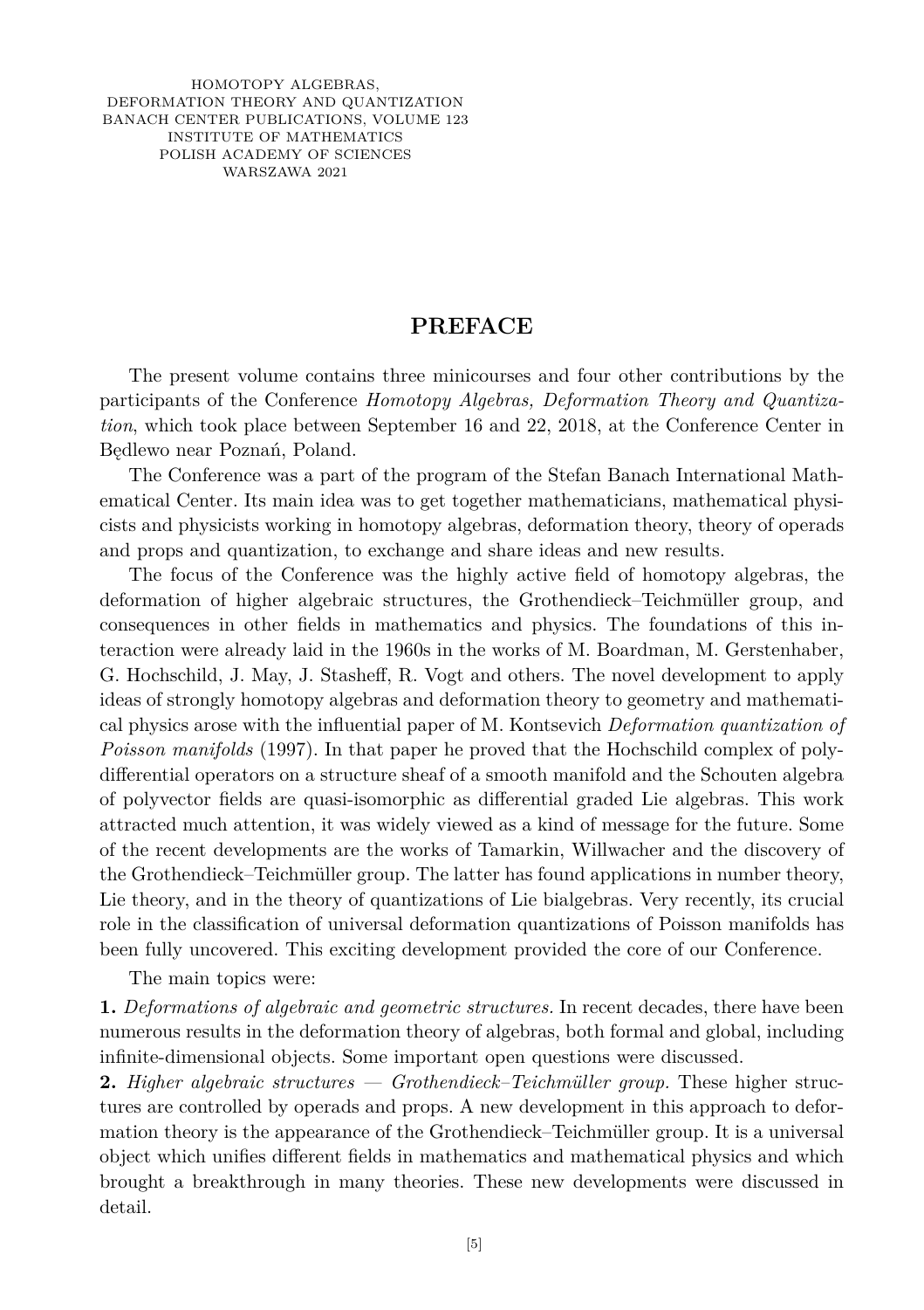# PREFACE

The present volume contains three minicourses and four other contributions by the participants of the Conference *Homotopy Algebras, Deformation Theory and Quantization*, which took place between September 16 and 22, 2018, at the Conference Center in Będlewo near Poznań, Poland.

The Conference was a part of the program of the Stefan Banach International Mathematical Center. Its main idea was to get together mathematicians, mathematical physicists and physicists working in homotopy algebras, deformation theory, theory of operads and props and quantization, to exchange and share ideas and new results.

The focus of the Conference was the highly active field of homotopy algebras, the deformation of higher algebraic structures, the Grothendieck–Teichmüller group, and consequences in other fields in mathematics and physics. The foundations of this interaction were already laid in the 1960s in the works of M. Boardman, M. Gerstenhaber, G. Hochschild, J. May, J. Stasheff, R. Vogt and others. The novel development to apply ideas of strongly homotopy algebras and deformation theory to geometry and mathematical physics arose with the influential paper of M. Kontsevich *Deformation quantization of Poisson manifolds* (1997). In that paper he proved that the Hochschild complex of polydifferential operators on a structure sheaf of a smooth manifold and the Schouten algebra of polyvector fields are quasi-isomorphic as differential graded Lie algebras. This work attracted much attention, it was widely viewed as a kind of message for the future. Some of the recent developments are the works of Tamarkin, Willwacher and the discovery of the Grothendieck–Teichmüller group. The latter has found applications in number theory, Lie theory, and in the theory of quantizations of Lie bialgebras. Very recently, its crucial role in the classification of universal deformation quantizations of Poisson manifolds has been fully uncovered. This exciting development provided the core of our Conference.

The main topics were:

**1.** *Deformations of algebraic and geometric structures.* In recent decades, there have been numerous results in the deformation theory of algebras, both formal and global, including infinite-dimensional objects. Some important open questions were discussed.

**2.** *Higher algebraic structures — Grothendieck–Teichmüller group.* These higher structures are controlled by operads and props. A new development in this approach to deformation theory is the appearance of the Grothendieck–Teichmüller group. It is a universal object which unifies different fields in mathematics and mathematical physics and which brought a breakthrough in many theories. These new developments were discussed in detail.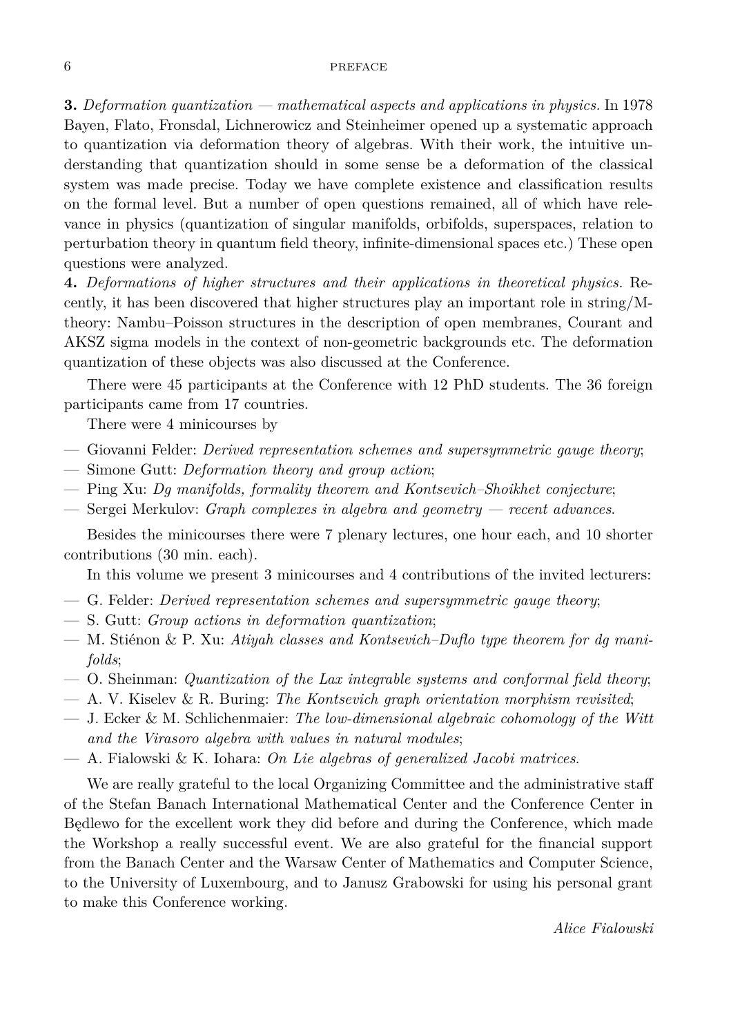**3.** *Deformation quantization — mathematical aspects and applications in physics.* In 1978 Bayen, Flato, Fronsdal, Lichnerowicz and Steinheimer opened up a systematic approach to quantization via deformation theory of algebras. With their work, the intuitive understanding that quantization should in some sense be a deformation of the classical system was made precise. Today we have complete existence and classification results on the formal level. But a number of open questions remained, all of which have relevance in physics (quantization of singular manifolds, orbifolds, superspaces, relation to perturbation theory in quantum field theory, infinite-dimensional spaces etc.) These open questions were analyzed.

**4.** *Deformations of higher structures and their applications in theoretical physics.* Recently, it has been discovered that higher structures play an important role in string/M-theory: Nambu–Poisson structures in the description of open membranes, Courant and AKSZ sigma models in the context of non-geometric backgrounds etc. The deformation quantization of these objects was also discussed at the Conference.

There were 45 participants at the Conference with 12 PhD students. The 36 foreign participants came from 17 countries.

There were 4 minicourses by

— Giovanni Felder: *Derived representation schemes and supersymmetric gauge theory*;
— Simone Gutt: *Deformation theory and group action*;
— Ping Xu: *Dg manifolds, formality theorem and Kontsevich–Shoikhet conjecture*;
— Sergei Merkulov: *Graph complexes in algebra and geometry — recent advances*.

Besides the minicourses there were 7 plenary lectures, one hour each, and 10 shorter contributions (30 min. each).

In this volume we present 3 minicourses and 4 contributions of the invited lecturers:

— G. Felder: *Derived representation schemes and supersymmetric gauge theory*;
— S. Gutt: *Group actions in deformation quantization*;
— M. Stiénon & P. Xu: *Atiyah classes and Kontsevich–Duflo type theorem for dg manifolds*;
— O. Sheinman: *Quantization of the Lax integrable systems and conformal field theory*;
— A. V. Kiselev & R. Buring: *The Kontsevich graph orientation morphism revisited*;
— J. Ecker & M. Schlichenmaier: *The low-dimensional algebraic cohomology of the Witt and the Virasoro algebra with values in natural modules*;
— A. Fialowski & K. Iohara: *On Lie algebras of generalized Jacobi matrices*.

We are really grateful to the local Organizing Committee and the administrative staff of the Stefan Banach International Mathematical Center and the Conference Center in Będlewo for the excellent work they did before and during the Conference, which made the Workshop a really successful event. We are also grateful for the financial support from the Banach Center and the Warsaw Center of Mathematics and Computer Science, to the University of Luxembourg, and to Janusz Grabowski for using his personal grant to make this Conference working.

*Alice Fialowski*